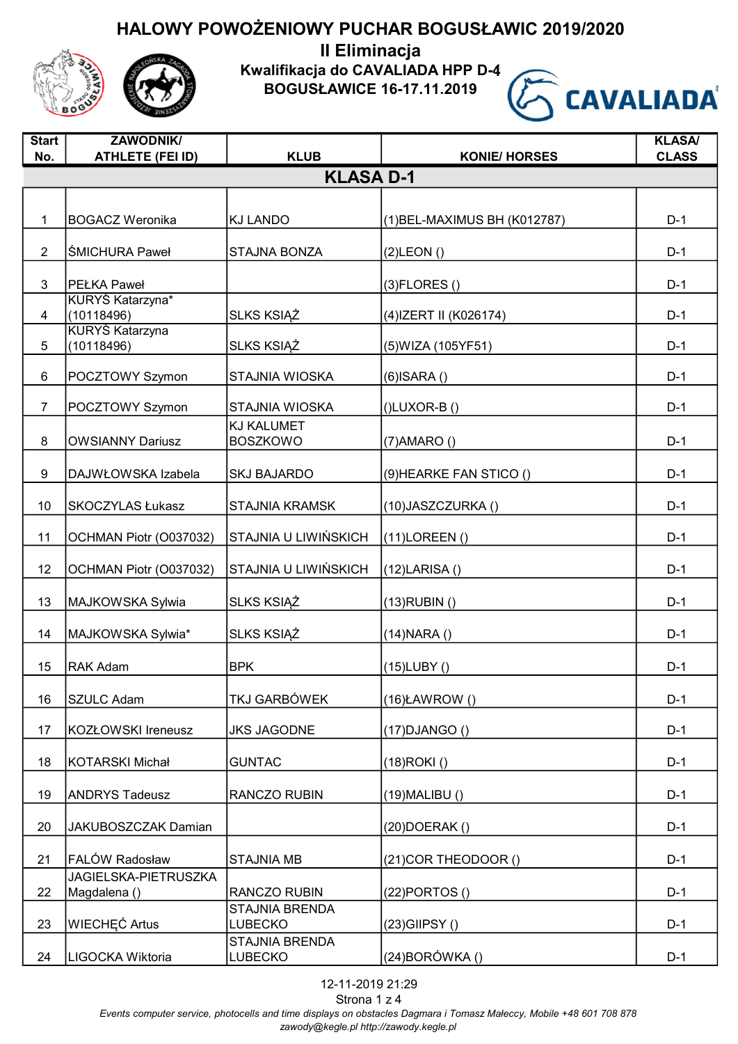# HALOWY POWOŻENIOWY PUCHAR BOGUSŁAWIC 2019/2020

## II Eliminacja

### Kwalifikacja do CAVALIADA HPP D-4

### BOGUSŁAWICE 16-17.11.2019

| Start No. | ZAWODNIK/ ATHLETE (FEI ID) | KLUB | KONIE/ HORSES | KLASA/ CLASS |
|---|---|---|---|---|
| **KLASA D-1** | | | | |
| 1 | BOGACZ Weronika | KJ LANDO | (1)BEL-MAXIMUS BH (K012787) | D-1 |
| 2 | ŚMICHURA Paweł | STAJNA BONZA | (2)LEON () | D-1 |
| 3 | PEŁKA Paweł | | (3)FLORES () | D-1 |
| 4 | KURYŚ Katarzyna* (10118496) | SLKS KSIĄŻ | (4)IZERT II (K026174) | D-1 |
| 5 | KURYŚ Katarzyna (10118496) | SLKS KSIĄŻ | (5)WIZA (105YF51) | D-1 |
| 6 | POCZTOWY Szymon | STAJNIA WIOSKA | (6)ISARA () | D-1 |
| 7 | POCZTOWY Szymon | STAJNIA WIOSKA | ()LUXOR-B () | D-1 |
| 8 | OWSIANNY Dariusz | KJ KALUMET BOSZKOWO | (7)AMARO () | D-1 |
| 9 | DAJWŁOWSKA Izabela | SKJ BAJARDO | (9)HEARKE FAN STICO () | D-1 |
| 10 | SKOCZYLAS Łukasz | STAJNIA KRAMSK | (10)JASZCZURKA () | D-1 |
| 11 | OCHMAN Piotr (O037032) | STAJNIA U LIWIŃSKICH | (11)LOREEN () | D-1 |
| 12 | OCHMAN Piotr (O037032) | STAJNIA U LIWIŃSKICH | (12)LARISA () | D-1 |
| 13 | MAJKOWSKA Sylwia | SLKS KSIĄŻ | (13)RUBIN () | D-1 |
| 14 | MAJKOWSKA Sylwia* | SLKS KSIĄŻ | (14)NARA () | D-1 |
| 15 | RAK Adam | BPK | (15)LUBY () | D-1 |
| 16 | SZULC Adam | TKJ GARBÓWEK | (16)ŁAWROW () | D-1 |
| 17 | KOZŁOWSKI Ireneusz | JKS JAGODNE | (17)DJANGO () | D-1 |
| 18 | KOTARSKI Michał | GUNTAC | (18)ROKI () | D-1 |
| 19 | ANDRYS Tadeusz | RANCZO RUBIN | (19)MALIBU () | D-1 |
| 20 | JAKUBOSZCZAK Damian | | (20)DOERAK () | D-1 |
| 21 | FALÓW Radosław | STAJNIA MB | (21)COR THEODOOR () | D-1 |
| 22 | JAGIELSKA-PIETRUSZKA Magdalena () | RANCZO RUBIN | (22)PORTOS () | D-1 |
| 23 | WIECHĘĆ Artus | STAJNIA BRENDA LUBECKO | (23)GIIPSY () | D-1 |
| 24 | LIGOCKA Wiktoria | STAJNIA BRENDA LUBECKO | (24)BORÓWKA () | D-1 |

12-11-2019 21:29

*Events computer service, photocells and time displays on obstacles Dagmara i Tomasz Małeccy, Mobile +48 601 708 878*
*zawody@kegle.pl http://zawody.kegle.pl*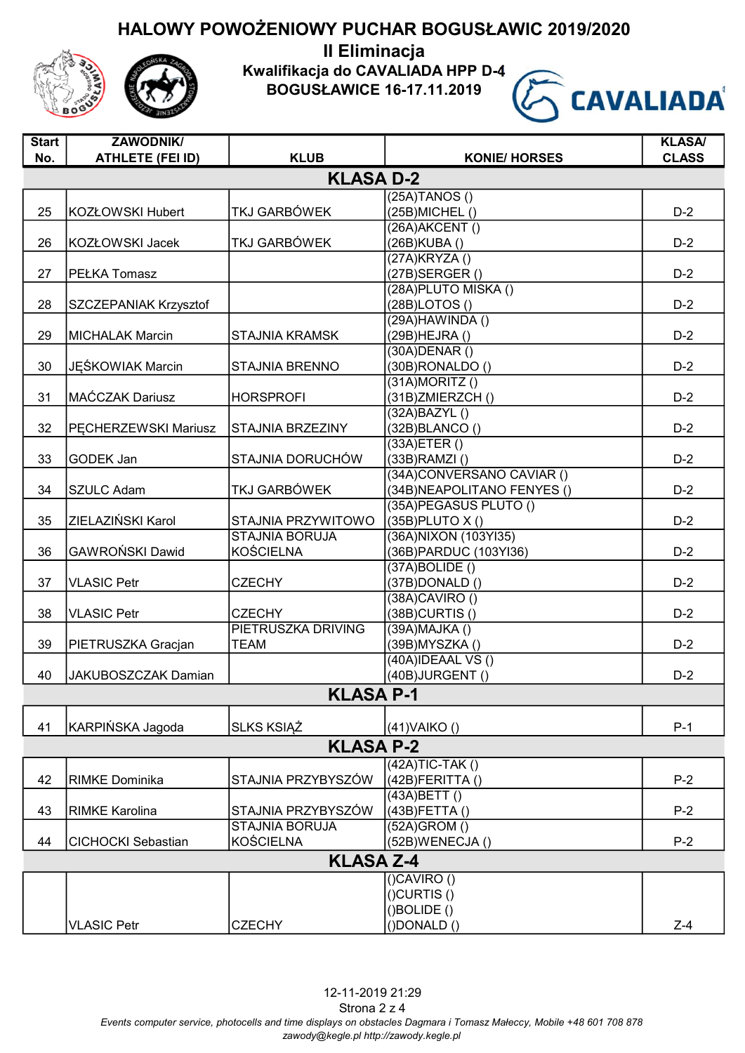# HALOWY POWOŻENIOWY PUCHAR BOGUSŁAWIC 2019/2020

## II Eliminacja

### Kwalifikacja do CAVALIADA HPP D-4

### BOGUSŁAWICE 16-17.11.2019

| Start No. | ZAWODNIK/ ATHLETE (FEI ID) | KLUB | KONIE/ HORSES | KLASA/ CLASS |
|---|---|---|---|---|
| **KLASA D-2** | | | | |
| 25 | KOZŁOWSKI Hubert | TKJ GARBÓWEK | (25A)TANOS () (25B)MICHEL () | D-2 |
| 26 | KOZŁOWSKI Jacek | TKJ GARBÓWEK | (26A)AKCENT () (26B)KUBA () | D-2 |
| 27 | PEŁKA Tomasz | | (27A)KRYZA () (27B)SERGER () | D-2 |
| 28 | SZCZEPANIAK Krzysztof | | (28A)PLUTO MISKA () (28B)LOTOS () | D-2 |
| 29 | MICHALAK Marcin | STAJNIA KRAMSK | (29A)HAWINDA () (29B)HEJRA () | D-2 |
| 30 | JĘŚKOWIAK Marcin | STAJNIA BRENNO | (30A)DENAR () (30B)RONALDO () | D-2 |
| 31 | MAĆCZAK Dariusz | HORSPROFI | (31A)MORITZ () (31B)ZMIERZCH () | D-2 |
| 32 | PĘCHERZEWSKI Mariusz | STAJNIA BRZEZINY | (32A)BAZYL () (32B)BLANCO () | D-2 |
| 33 | GODEK Jan | STAJNIA DORUCHÓW | (33A)ETER () (33B)RAMZI () | D-2 |
| 34 | SZULC Adam | TKJ GARBÓWEK | (34A)CONVERSANO CAVIAR () (34B)NEAPOLITANO FENYES () | D-2 |
| 35 | ZIELAZIŃSKI Karol | STAJNIA PRZYWITOWO | (35A)PEGASUS PLUTO () (35B)PLUTO X () | D-2 |
| 36 | GAWROŃSKI Dawid | STAJNIA BORUJA KOŚCIELNA | (36A)NIXON (103YI35) (36B)PARDUC (103YI36) | D-2 |
| 37 | VLASIC Petr | CZECHY | (37A)BOLIDE () (37B)DONALD () | D-2 |
| 38 | VLASIC Petr | CZECHY | (38A)CAVIRO () (38B)CURTIS () | D-2 |
| 39 | PIETRUSZKA Gracjan | PIETRUSZKA DRIVING TEAM | (39A)MAJKA () (39B)MYSZKA () | D-2 |
| 40 | JAKUBOSZCZAK Damian | | (40A)IDEAAL VS () (40B)JURGENT () | D-2 |
| **KLASA P-1** | | | | |
| 41 | KARPIŃSKA Jagoda | SLKS KSIĄŻ | (41)VAIKO () | P-1 |
| **KLASA P-2** | | | | |
| 42 | RIMKE Dominika | STAJNIA PRZYBYSZÓW | (42A)TIC-TAK () (42B)FERITTA () | P-2 |
| 43 | RIMKE Karolina | STAJNIA PRZYBYSZÓW | (43A)BETT () (43B)FETTA () | P-2 |
| 44 | CICHOCKI Sebastian | STAJNIA BORUJA KOŚCIELNA | (52A)GROM () (52B)WENECJA () | P-2 |
| **KLASA Z-4** | | | | |
| | VLASIC Petr | CZECHY | ()CAVIRO () ()CURTIS () ()BOLIDE () ()DONALD () | Z-4 |

12-11-2019 21:29

*Events computer service, photocells and time displays on obstacles Dagmara i Tomasz Małeccy, Mobile +48 601 708 878*
*zawody@kegle.pl http://zawody.kegle.pl*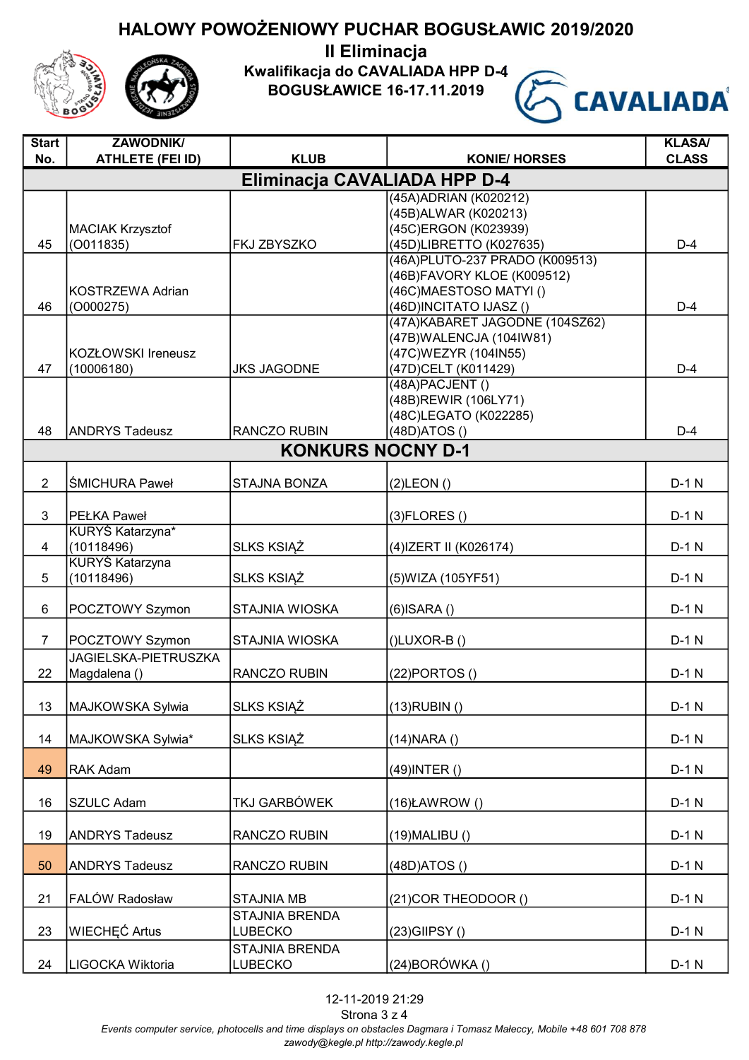# HALOWY POWOŻENIOWY PUCHAR BOGUSŁAWIC 2019/2020

## II Eliminacja

### Kwalifikacja do CAVALIADA HPP D-4

### BOGUSŁAWICE 16-17.11.2019

| Start No. | ZAWODNIK/ ATHLETE (FEI ID) | KLUB | KONIE/ HORSES | KLASA/ CLASS |
|---|---|---|---|---|
| **Eliminacja CAVALIADA HPP D-4** | | | | |
| 45 | MACIAK Krzysztof (O011835) | FKJ ZBYSZKO | (45A)ADRIAN (K020212)<br>(45B)ALWAR (K020213)<br>(45C)ERGON (K023939)<br>(45D)LIBRETTO (K027635) | D-4 |
| 46 | KOSTRZEWA Adrian (O000275) | | (46A)PLUTO-237 PRADO (K009513)<br>(46B)FAVORY KLOE (K009512)<br>(46C)MAESTOSO MATYI ()<br>(46D)INCITATO IJASZ () | D-4 |
| 47 | KOZŁOWSKI Ireneusz (10006180) | JKS JAGODNE | (47A)KABARET JAGODNE (104SZ62)<br>(47B)WALENCJA (104IW81)<br>(47C)WEZYR (104IN55)<br>(47D)CELT (K011429) | D-4 |
| 48 | ANDRYS Tadeusz | RANCZO RUBIN | (48A)PACJENT ()<br>(48B)REWIR (106LY71)<br>(48C)LEGATO (K022285)<br>(48D)ATOS () | D-4 |
| **KONKURS NOCNY D-1** | | | | |
| 2 | ŚMICHURA Paweł | STAJNA BONZA | (2)LEON () | D-1 N |
| 3 | PEŁKA Paweł | | (3)FLORES () | D-1 N |
| 4 | KURYŚ Katarzyna* (10118496) | SLKS KSIĄŻ | (4)IZERT II (K026174) | D-1 N |
| 5 | KURYŚ Katarzyna (10118496) | SLKS KSIĄŻ | (5)WIZA (105YF51) | D-1 N |
| 6 | POCZTOWY Szymon | STAJNIA WIOSKA | (6)ISARA () | D-1 N |
| 7 | POCZTOWY Szymon | STAJNIA WIOSKA | ()LUXOR-B () | D-1 N |
| 22 | JAGIELSKA-PIETRUSZKA Magdalena () | RANCZO RUBIN | (22)PORTOS () | D-1 N |
| 13 | MAJKOWSKA Sylwia | SLKS KSIĄŻ | (13)RUBIN () | D-1 N |
| 14 | MAJKOWSKA Sylwia* | SLKS KSIĄŻ | (14)NARA () | D-1 N |
| 49 | RAK Adam | | (49)INTER () | D-1 N |
| 16 | SZULC Adam | TKJ GARBÓWEK | (16)ŁAWROW () | D-1 N |
| 19 | ANDRYS Tadeusz | RANCZO RUBIN | (19)MALIBU () | D-1 N |
| 50 | ANDRYS Tadeusz | RANCZO RUBIN | (48D)ATOS () | D-1 N |
| 21 | FALÓW Radosław | STAJNIA MB | (21)COR THEODOOR () | D-1 N |
| 23 | WIECHĘĆ Artus | STAJNIA BRENDA LUBECKO | (23)GIIPSY () | D-1 N |
| 24 | LIGOCKA Wiktoria | STAJNIA BRENDA LUBECKO | (24)BORÓWKA () | D-1 N |

12-11-2019 21:29

*Events computer service, photocells and time displays on obstacles Dagmara i Tomasz Małeccy, Mobile +48 601 708 878*
*zawody@kegle.pl http://zawody.kegle.pl*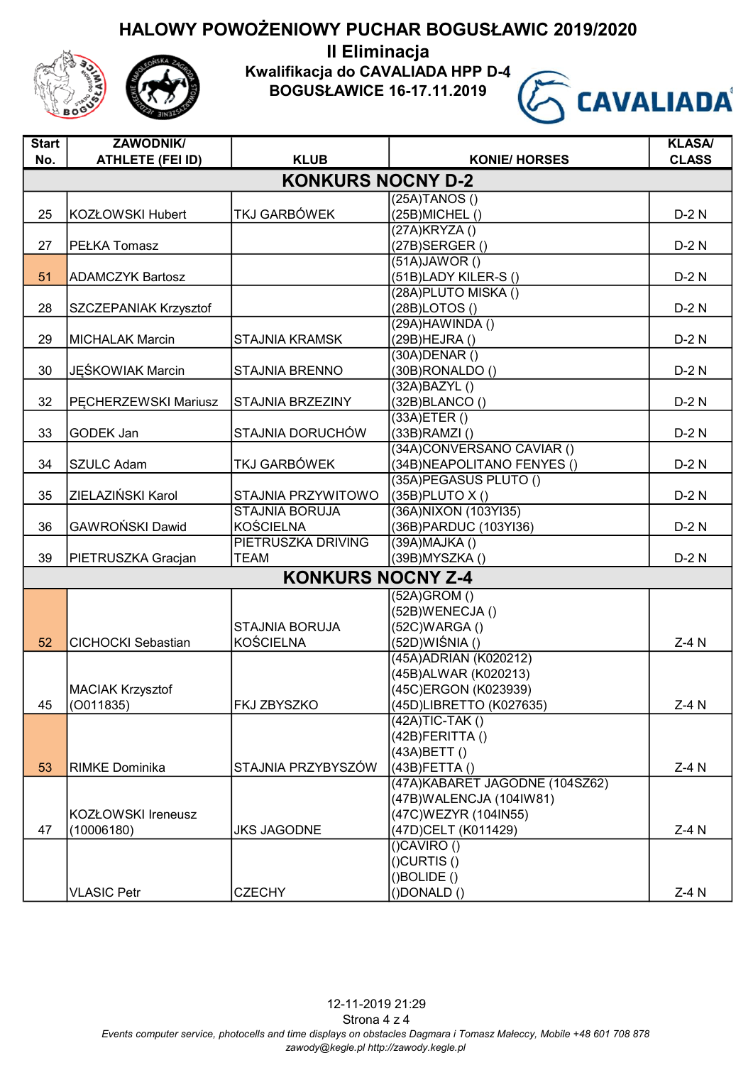# HALOWY POWOŻENIOWY PUCHAR BOGUSŁAWIC 2019/2020

## II Eliminacja

**Kwalifikacja do CAVALIADA HPP D-4**

**BOGUSŁAWICE 16-17.11.2019**

| Start No. | ZAWODNIK/ ATHLETE (FEI ID) | KLUB | KONIE/ HORSES | KLASA/ CLASS |
|---|---|---|---|---|
| **KONKURS NOCNY D-2** | | | | |
| 25 | KOZŁOWSKI Hubert | TKJ GARBÓWEK | (25A)TANOS ()<br>(25B)MICHEL () | D-2 N |
| 27 | PEŁKA Tomasz | | (27A)KRYZA ()<br>(27B)SERGER () | D-2 N |
| 51 | ADAMCZYK Bartosz | | (51A)JAWOR ()<br>(51B)LADY KILER-S () | D-2 N |
| 28 | SZCZEPANIAK Krzysztof | | (28A)PLUTO MISKA ()<br>(28B)LOTOS () | D-2 N |
| 29 | MICHALAK Marcin | STAJNIA KRAMSK | (29A)HAWINDA ()<br>(29B)HEJRA () | D-2 N |
| 30 | JĘŚKOWIAK Marcin | STAJNIA BRENNO | (30A)DENAR ()<br>(30B)RONALDO () | D-2 N |
| 32 | PĘCHERZEWSKI Mariusz | STAJNIA BRZEZINY | (32A)BAZYL ()<br>(32B)BLANCO () | D-2 N |
| 33 | GODEK Jan | STAJNIA DORUCHÓW | (33A)ETER ()<br>(33B)RAMZI () | D-2 N |
| 34 | SZULC Adam | TKJ GARBÓWEK | (34A)CONVERSANO CAVIAR ()<br>(34B)NEAPOLITANO FENYES () | D-2 N |
| 35 | ZIELAZIŃSKI Karol | STAJNIA PRZYWITOWO | (35A)PEGASUS PLUTO ()<br>(35B)PLUTO X () | D-2 N |
| 36 | GAWROŃSKI Dawid | STAJNIA BORUJA KOŚCIELNA | (36A)NIXON (103YI35)<br>(36B)PARDUC (103YI36) | D-2 N |
| 39 | PIETRUSZKA Gracjan | PIETRUSZKA DRIVING TEAM | (39A)MAJKA ()<br>(39B)MYSZKA () | D-2 N |
| **KONKURS NOCNY Z-4** | | | | |
| 52 | CICHOCKI Sebastian | STAJNIA BORUJA KOŚCIELNA | (52A)GROM ()<br>(52B)WENECJA ()<br>(52C)WARGA ()<br>(52D)WIŚNIA () | Z-4 N |
| 45 | MACIAK Krzysztof (O011835) | FKJ ZBYSZKO | (45A)ADRIAN (K020212)<br>(45B)ALWAR (K020213)<br>(45C)ERGON (K023939)<br>(45D)LIBRETTO (K027635) | Z-4 N |
| 53 | RIMKE Dominika | STAJNIA PRZYBYSZÓW | (42A)TIC-TAK ()<br>(42B)FERITTA ()<br>(43A)BETT ()<br>(43B)FETTA () | Z-4 N |
| 47 | KOZŁOWSKI Ireneusz (10006180) | JKS JAGODNE | (47A)KABARET JAGODNE (104SZ62)<br>(47B)WALENCJA (104IW81)<br>(47C)WEZYR (104IN55)<br>(47D)CELT (K011429) | Z-4 N |
| | VLASIC Petr | CZECHY | ()CAVIRO ()<br>()CURTIS ()<br>()BOLIDE ()<br>()DONALD () | Z-4 N |

12-11-2019 21:29

*Events computer service, photocells and time displays on obstacles Dagmara i Tomasz Małeccy, Mobile +48 601 708 878*
*zawody@kegle.pl http://zawody.kegle.pl*